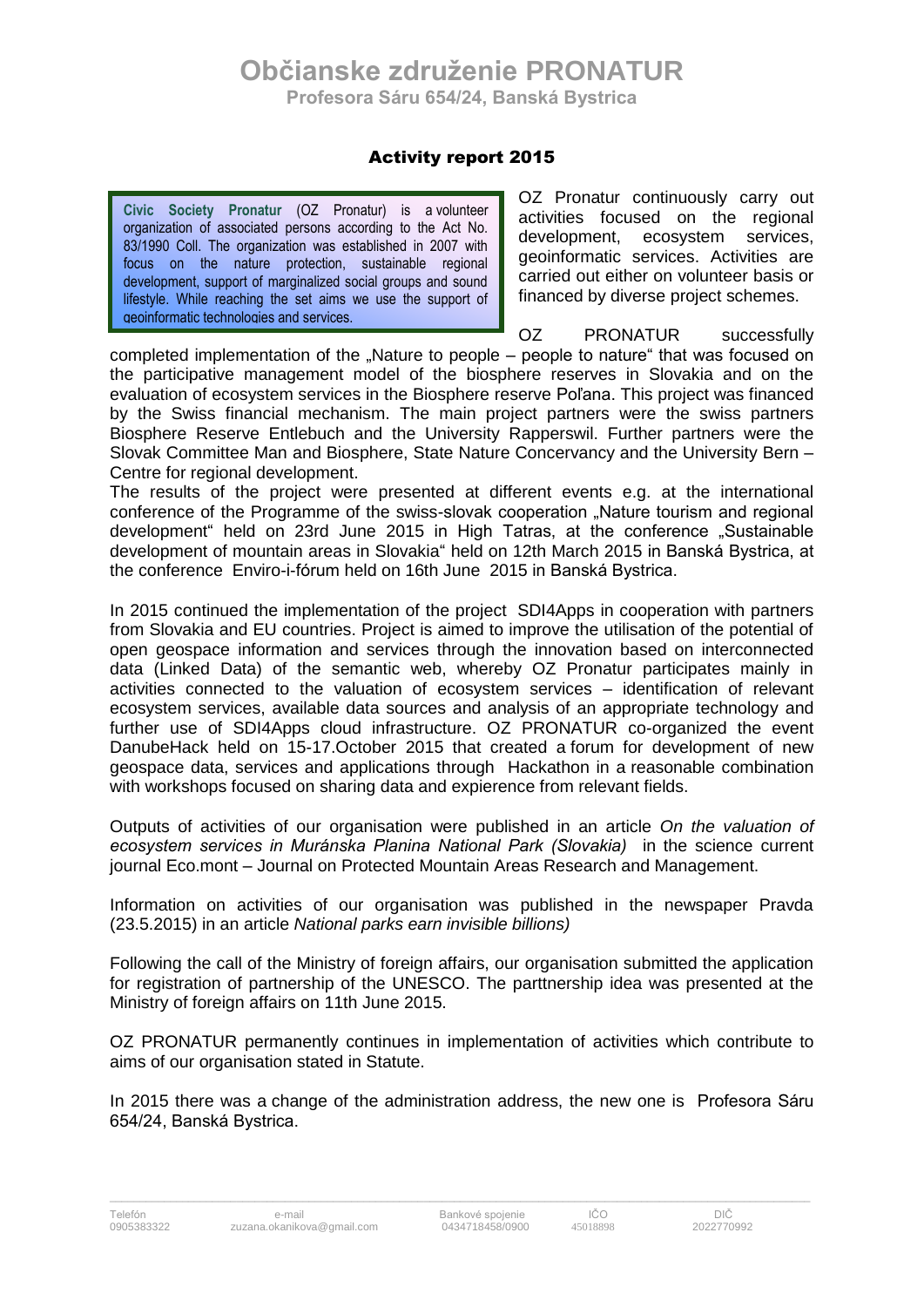# Občianske združenie PRONATUR

**Profesora Sáru 654/24, Banská Bystrica**

## Activity report 2015

**Civic Society Pronatur** (OZ Pronatur) is a volunteer organization of associated persons according to the Act No. 83/1990 Coll. The organization was established in 2007 with focus on the nature protection, sustainable regional development, support of marginalized social groups and sound lifestyle. While reaching the set aims we use the support of geoinformatic technologies and services.

OZ Pronatur continuously carry out activities focused on the regional development, ecosystem services, geoinformatic services. Activities are carried out either on volunteer basis or financed by diverse project schemes.

OZ PRONATUR successfully completed implementation of the „Nature to people – people to nature" that was focused on the participative management model of the biosphere reserves in Slovakia and on the evaluation of ecosystem services in the Biosphere reserve Poľana. This project was financed by the Swiss financial mechanism. The main project partners were the swiss partners Biosphere Reserve Entlebuch and the University Rapperswil. Further partners were the Slovak Committee Man and Biosphere, State Nature Concervancy and the University Bern – Centre for regional development.

The results of the project were presented at different events e.g. at the international conference of the Programme of the swiss-slovak cooperation „Nature tourism and regional development" held on 23rd June 2015 in High Tatras, at the conference „Sustainable development of mountain areas in Slovakia" held on 12th March 2015 in Banská Bystrica, at the conference Enviro-i-fórum held on 16th June 2015 in Banská Bystrica.

In 2015 continued the implementation of the project SDI4Apps in cooperation with partners from Slovakia and EU countries. Project is aimed to improve the utilisation of the potential of open geospace information and services through the innovation based on interconnected data (Linked Data) of the semantic web, whereby OZ Pronatur participates mainly in activities connected to the valuation of ecosystem services – identification of relevant ecosystem services, available data sources and analysis of an appropriate technology and further use of SDI4Apps cloud infrastructure. OZ PRONATUR co-organized the event DanubeHack held on 15-17.October 2015 that created a forum for development of new geospace data, services and applications through Hackathon in a reasonable combination with workshops focused on sharing data and expierence from relevant fields.

Outputs of activities of our organisation were published in an article *On the valuation of ecosystem services in Muránska Planina National Park (Slovakia)* in the science current journal Eco.mont – Journal on Protected Mountain Areas Research and Management.

Information on activities of our organisation was published in the newspaper Pravda (23.5.2015) in an article *National parks earn invisible billions)*

Following the call of the Ministry of foreign affairs, our organisation submitted the application for registration of partnership of the UNESCO. The parttnership idea was presented at the Ministry of foreign affairs on 11th June 2015.

OZ PRONATUR permanently continues in implementation of activities which contribute to aims of our organisation stated in Statute.

In 2015 there was a change of the administration address, the new one is Profesora Sáru 654/24, Banská Bystrica.

| Telefón | e-mail | Bankové spojenie | IČO | DIČ |
|---|---|---|---|---|
| 0905383322 | zuzana.okanikova@gmail.com | 0434718458/0900 | 45018898 | 2022770992 |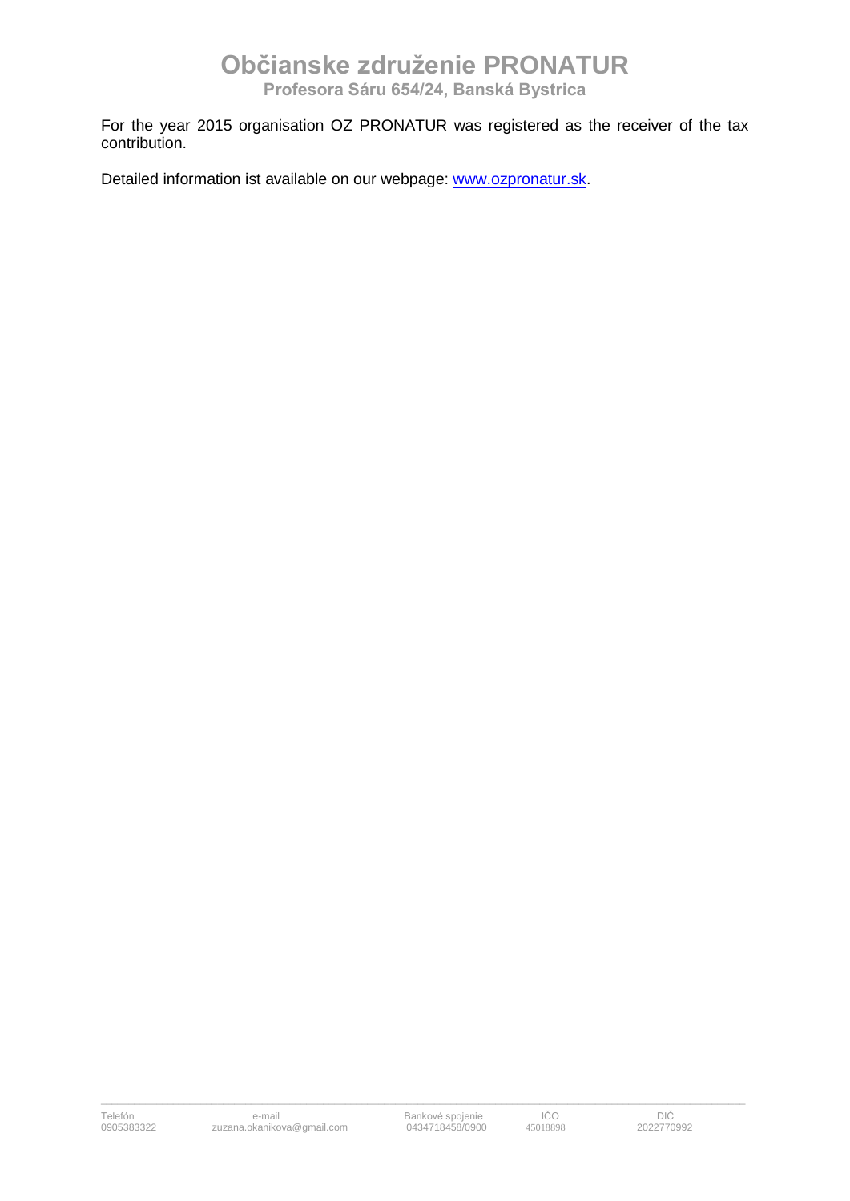# Občianske združenie PRONATUR

**Profesora Sáru 654/24, Banská Bystrica**

For the year 2015 organisation OZ PRONATUR was registered as the receiver of the tax contribution.

Detailed information ist available on our webpage: [www.ozpronatur.sk](http://www.ozpronatur.sk).